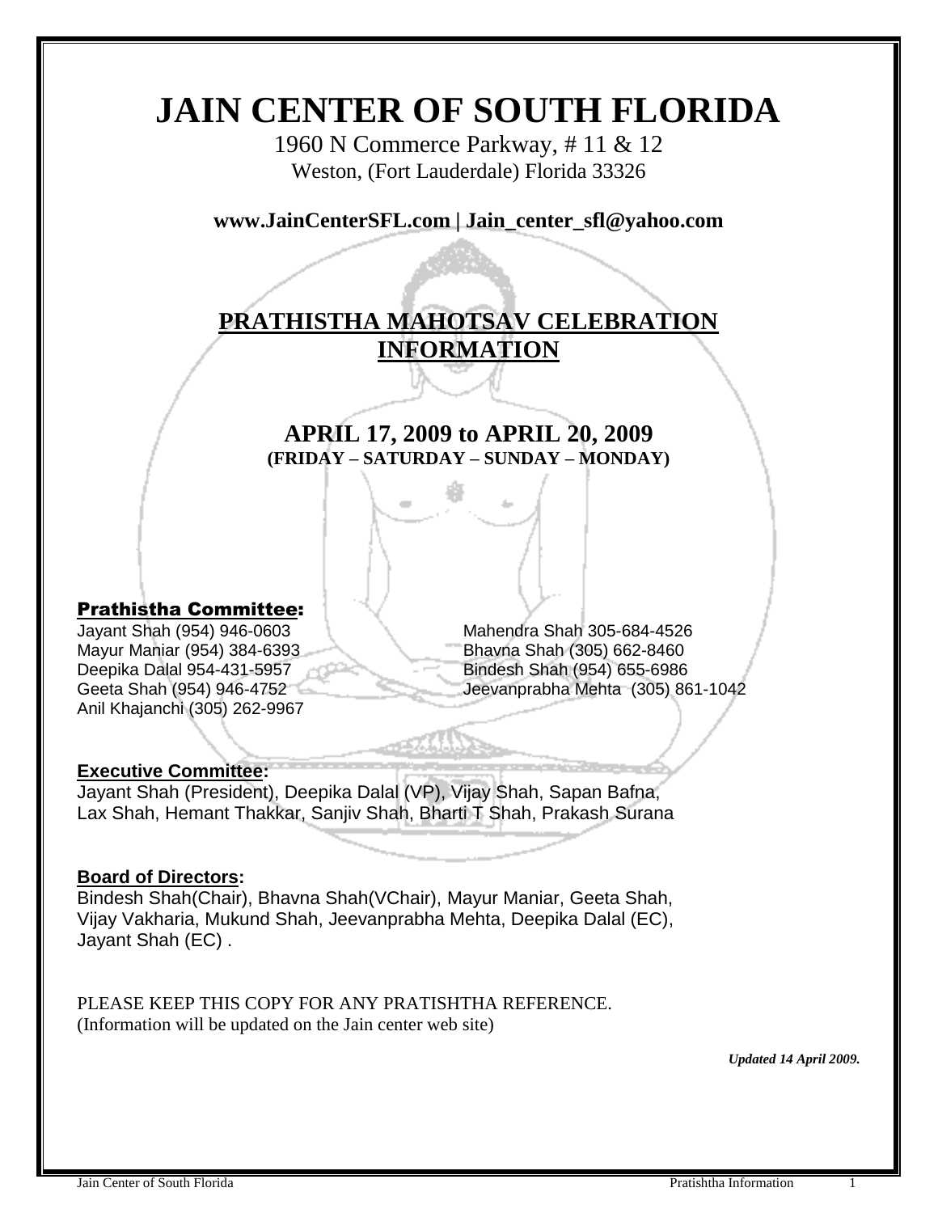# JAIN CENTER OF SOUTH FLORIDA

1960 N Commerce Parkway, # 11 & 12
Weston, (Fort Lauderdale) Florida 33326

**www.JainCenterSFL.com | Jain_center_sfl@yahoo.com**

## PRATHISTHA MAHOTSAV CELEBRATION INFORMATION

### APRIL 17, 2009 to APRIL 20, 2009
**(FRIDAY – SATURDAY – SUNDAY – MONDAY)**

**Prathistha Committee:**

Jayant Shah (954) 946-0603
Mayur Maniar (954) 384-6393
Deepika Dalal 954-431-5957
Geeta Shah (954) 946-4752
Anil Khajanchi (305) 262-9967
Mahendra Shah 305-684-4526
Bhavna Shah (305) 662-8460
Bindesh Shah (954) 655-6986
Jeevanprabha Mehta (305) 861-1042

**Executive Committee:**
Jayant Shah (President), Deepika Dalal (VP), Vijay Shah, Sapan Bafna, Lax Shah, Hemant Thakkar, Sanjiv Shah, Bharti T Shah, Prakash Surana

**Board of Directors:**
Bindesh Shah(Chair), Bhavna Shah(VChair), Mayur Maniar, Geeta Shah, Vijay Vakharia, Mukund Shah, Jeevanprabha Mehta, Deepika Dalal (EC), Jayant Shah (EC) .

PLEASE KEEP THIS COPY FOR ANY PRATISHTHA REFERENCE.
(Information will be updated on the Jain center web site)

***Updated 14 April 2009.***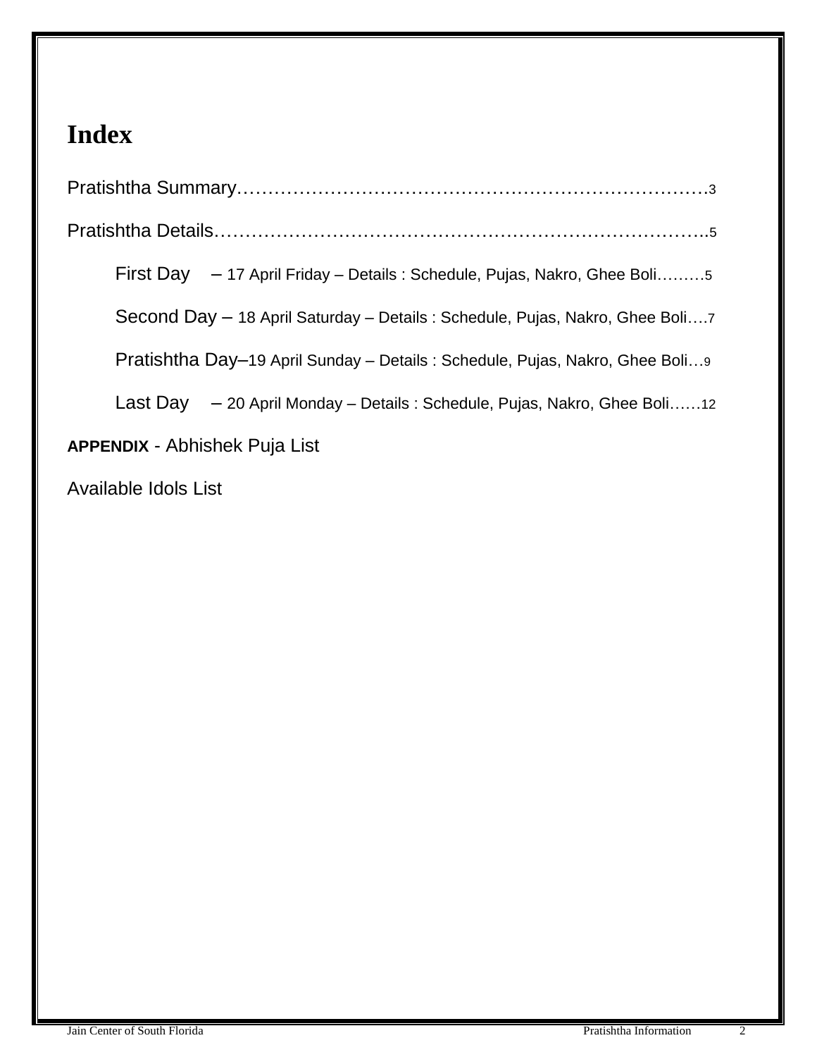# Index

Pratishtha Summary………………………………………………………………….3

Pratishtha Details……………………………………………………………………..5

- First Day – 17 April Friday – Details : Schedule, Pujas, Nakro, Ghee Boli………5
- Second Day – 18 April Saturday – Details : Schedule, Pujas, Nakro, Ghee Boli….7
- Pratishtha Day–19 April Sunday – Details : Schedule, Pujas, Nakro, Ghee Boli…9
- Last Day – 20 April Monday – Details : Schedule, Pujas, Nakro, Ghee Boli……12

**APPENDIX** - Abhishek Puja List

Available Idols List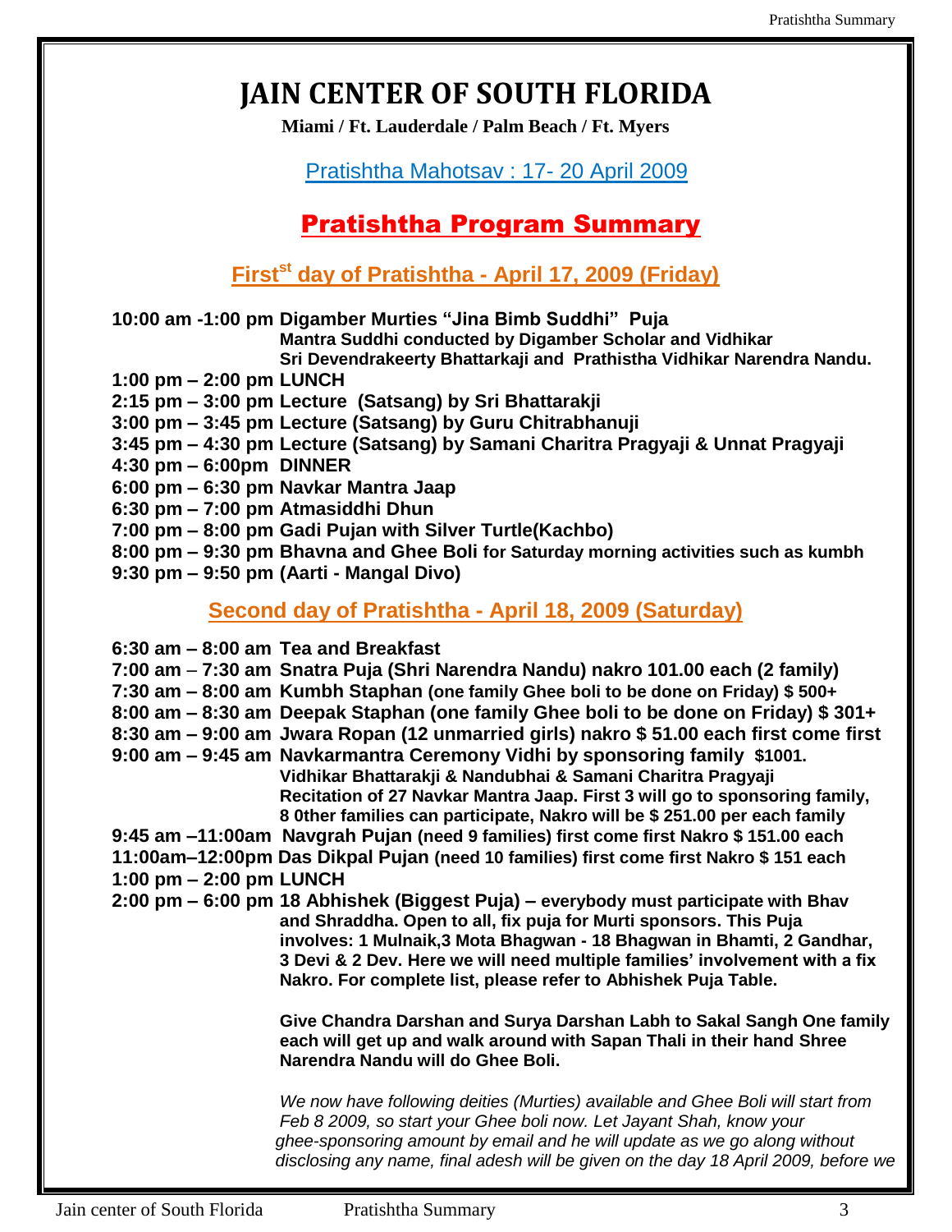# JAIN CENTER OF SOUTH FLORIDA

**Miami / Ft. Lauderdale / Palm Beach / Ft. Myers**

Pratishtha Mahotsav : 17- 20 April 2009

## Pratishtha Program Summary

### First[st] day of Pratishtha - April 17, 2009 (Friday)

**10:00 am -1:00 pm Digamber Murties "Jina Bimb Suddhi" Puja**
**Mantra Suddhi conducted by Digamber Scholar and Vidhikar Sri Devendrakeerty Bhattarakji and Prathistha Vidhikar Narendra Nandu.**
**1:00 pm – 2:00 pm LUNCH**
**2:15 pm – 3:00 pm Lecture (Satsang) by Sri Bhattarakji**
**3:00 pm – 3:45 pm Lecture (Satsang) by Guru Chitrabhanuji**
**3:45 pm – 4:30 pm Lecture (Satsang) by Samani Charitra Pragyaji & Unnat Pragyaji**
**4:30 pm – 6:00pm DINNER**
**6:00 pm – 6:30 pm Navkar Mantra Jaap**
**6:30 pm – 7:00 pm Atmasiddhi Dhun**
**7:00 pm – 8:00 pm Gadi Pujan with Silver Turtle(Kachbo)**
**8:00 pm – 9:30 pm Bhavna and Ghee Boli for Saturday morning activities such as kumbh**
**9:30 pm – 9:50 pm (Aarti - Mangal Divo)**

### Second day of Pratishtha - April 18, 2009 (Saturday)

**6:30 am – 8:00 am Tea and Breakfast**
**7:00 am – 7:30 am Snatra Puja (Shri Narendra Nandu) nakro 101.00 each (2 family)**
**7:30 am – 8:00 am Kumbh Staphan (one family Ghee boli to be done on Friday) $ 500+**
**8:00 am – 8:30 am Deepak Staphan (one family Ghee boli to be done on Friday) $ 301+**
**8:30 am – 9:00 am Jwara Ropan (12 unmarried girls) nakro $ 51.00 each first come first**
**9:00 am – 9:45 am Navkarmantra Ceremony Vidhi by sponsoring family $1001.**
**Vidhikar Bhattarakji & Nandubhai & Samani Charitra Pragyaji**
**Recitation of 27 Navkar Mantra Jaap. First 3 will go to sponsoring family, 8 0ther families can participate, Nakro will be $ 251.00 per each family**
**9:45 am –11:00am Navgrah Pujan (need 9 families) first come first Nakro $ 151.00 each**
**11:00am–12:00pm Das Dikpal Pujan (need 10 families) first come first Nakro $ 151 each**
**1:00 pm – 2:00 pm LUNCH**
**2:00 pm – 6:00 pm 18 Abhishek (Biggest Puja) – everybody must participate with Bhav and Shraddha. Open to all, fix puja for Murti sponsors. This Puja involves: 1 Mulnaik,3 Mota Bhagwan - 18 Bhagwan in Bhamti, 2 Gandhar, 3 Devi & 2 Dev. Here we will need multiple families' involvement with a fix Nakro. For complete list, please refer to Abhishek Puja Table.**

**Give Chandra Darshan and Surya Darshan Labh to Sakal Sangh One family each will get up and walk around with Sapan Thali in their hand Shree Narendra Nandu will do Ghee Boli.**

*We now have following deities (Murties) available and Ghee Boli will start from Feb 8 2009, so start your Ghee boli now. Let Jayant Shah, know your ghee-sponsoring amount by email and he will update as we go along without disclosing any name, final adesh will be given on the day 18 April 2009, before we*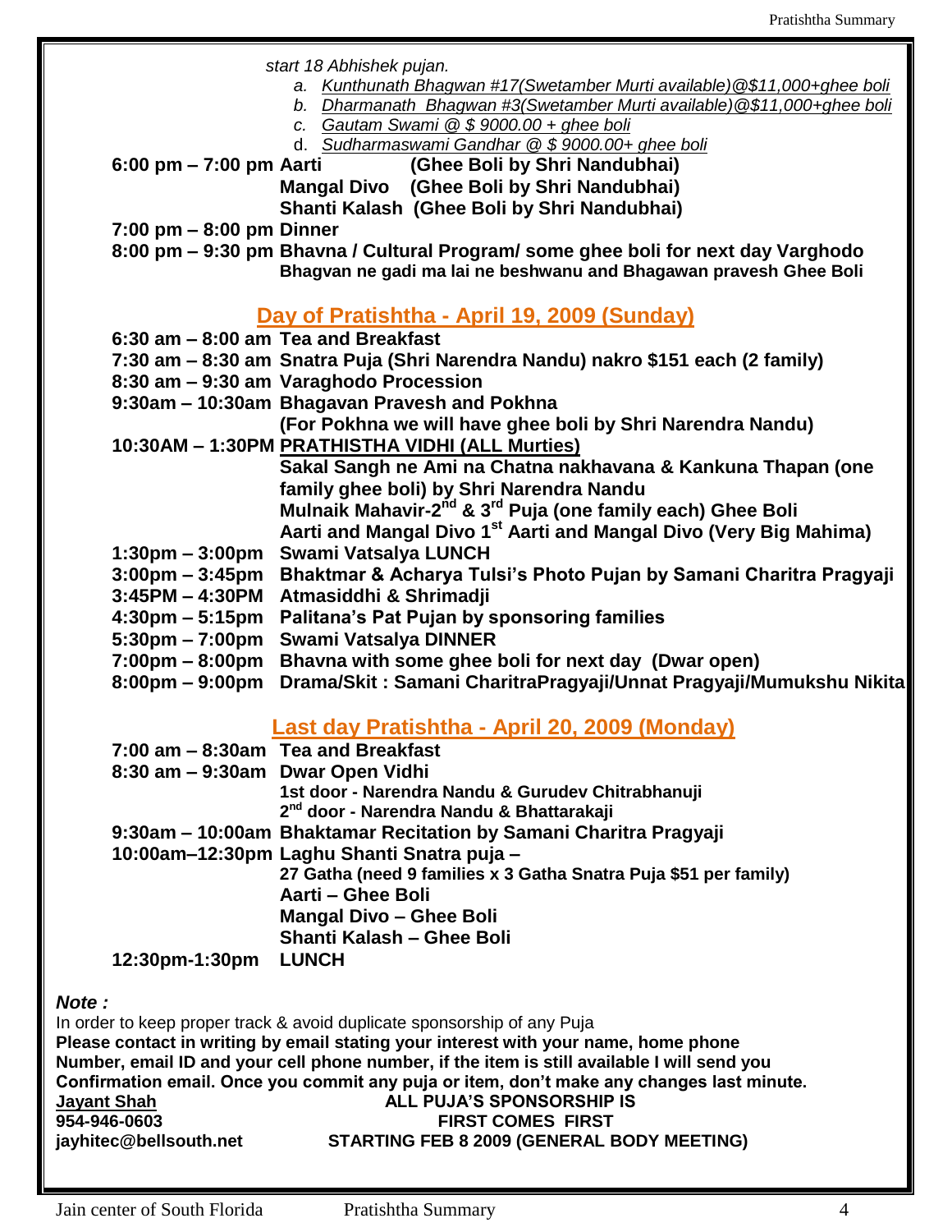*start 18 Abhishek pujan.*

a. *Kunthunath Bhagwan #17(Swetamber Murti available)@$11,000+ghee boli*
b. *Dharmanath Bhagwan #3(Swetamber Murti available)@$11,000+ghee boli*
c. *Gautam Swami @ $ 9000.00 + ghee boli*
d. *Sudharmaswami Gandhar @ $ 9000.00+ ghee boli*

**6:00 pm – 7:00 pm Aarti (Ghee Boli by Shri Nandubhai)**
**Mangal Divo (Ghee Boli by Shri Nandubhai)**
**Shanti Kalash (Ghee Boli by Shri Nandubhai)**

**7:00 pm – 8:00 pm Dinner**

**8:00 pm – 9:30 pm Bhavna / Cultural Program/ some ghee boli for next day Varghodo**
**Bhagvan ne gadi ma lai ne beshwanu and Bhagawan pravesh Ghee Boli**

## Day of Pratishtha - April 19, 2009 (Sunday)

**6:30 am – 8:00 am Tea and Breakfast**
**7:30 am – 8:30 am Snatra Puja (Shri Narendra Nandu) nakro $151 each (2 family)**
**8:30 am – 9:30 am Varaghodo Procession**
**9:30am – 10:30am Bhagavan Pravesh and Pokhna**
**(For Pokhna we will have ghee boli by Shri Narendra Nandu)**
**10:30AM – 1:30PM PRATHISTHA VIDHI (ALL Murties)**
**Sakal Sangh ne Ami na Chatna nakhavana & Kankuna Thapan (one family ghee boli) by Shri Narendra Nandu**
**Mulnaik Mahavir-2nd & 3rd Puja (one family each) Ghee Boli**
**Aarti and Mangal Divo 1st Aarti and Mangal Divo (Very Big Mahima)**
**1:30pm – 3:00pm Swami Vatsalya LUNCH**
**3:00pm – 3:45pm Bhaktmar & Acharya Tulsi's Photo Pujan by Samani Charitra Pragyaji**
**3:45PM – 4:30PM Atmasiddhi & Shrimadji**
**4:30pm – 5:15pm Palitana's Pat Pujan by sponsoring families**
**5:30pm – 7:00pm Swami Vatsalya DINNER**
**7:00pm – 8:00pm Bhavna with some ghee boli for next day (Dwar open)**
**8:00pm – 9:00pm Drama/Skit : Samani CharitraPragyaji/Unnat Pragyaji/Mumukshu Nikita**

## Last day Pratishtha - April 20, 2009 (Monday)

**7:00 am – 8:30am Tea and Breakfast**
**8:30 am – 9:30am Dwar Open Vidhi**
**1st door - Narendra Nandu & Gurudev Chitrabhanuji**
**2nd door - Narendra Nandu & Bhattarakaji**
**9:30am – 10:00am Bhaktamar Recitation by Samani Charitra Pragyaji**
**10:00am–12:30pm Laghu Shanti Snatra puja –**
**27 Gatha (need 9 families x 3 Gatha Snatra Puja $51 per family)**
**Aarti – Ghee Boli**
**Mangal Divo – Ghee Boli**
**Shanti Kalash – Ghee Boli**
**12:30pm-1:30pm LUNCH**

***Note :***

In order to keep proper track & avoid duplicate sponsorship of any Puja
**Please contact in writing by email stating your interest with your name, home phone Number, email ID and your cell phone number, if the item is still available I will send you Confirmation email. Once you commit any puja or item, don't make any changes last minute.**

**Jayant Shah**
**954-946-0603**
**jayhitec@bellsouth.net**

**ALL PUJA'S SPONSORSHIP IS**
**FIRST COMES FIRST**
**STARTING FEB 8 2009 (GENERAL BODY MEETING)**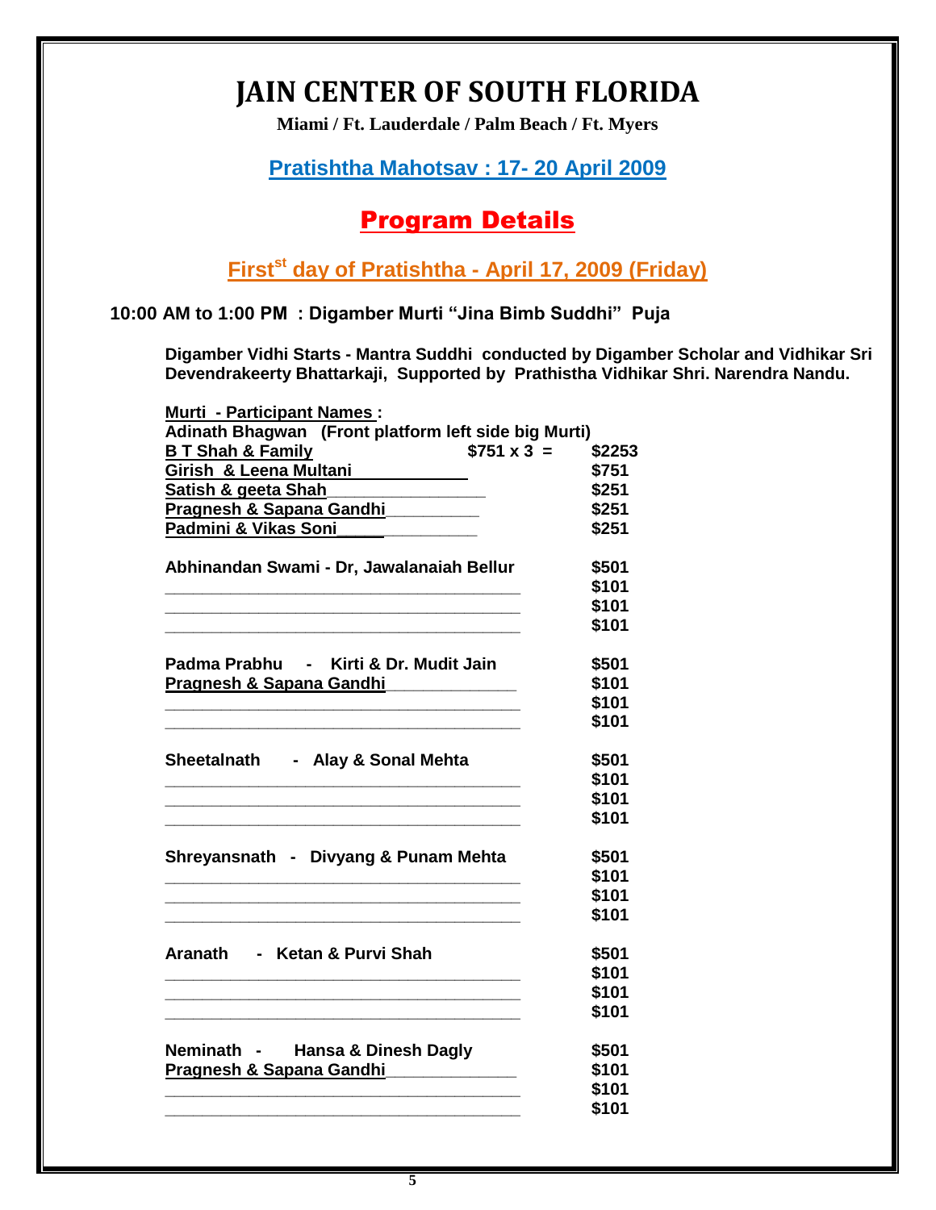# JAIN CENTER OF SOUTH FLORIDA

**Miami / Ft. Lauderdale / Palm Beach / Ft. Myers**

## Pratishtha Mahotsav : 17- 20 April 2009

## Program Details

### First[st] day of Pratishtha - April 17, 2009 (Friday)

**10:00 AM to 1:00 PM : Digamber Murti "Jina Bimb Suddhi" Puja**

**Digamber Vidhi Starts - Mantra Suddhi conducted by Digamber Scholar and Vidhikar Sri Devendrakeerty Bhattarkaji, Supported by Prathistha Vidhikar Shri. Narendra Nandu.**

**Murti - Participant Names :**

**Adinath Bhagwan (Front platform left side big Murti)**

| Name | | Amount |
|---|---|---|
| B T Shah & Family | $751 x 3 = | $2253 |
| Girish & Leena Multani | | $751 |
| Satish & geeta Shah | | $251 |
| Pragnesh & Sapana Gandhi | | $251 |
| Padmini & Vikas Soni | | $251 |

| Murti - Name | Amount |
|---|---|
| Abhinandan Swami - Dr, Jawalanaiah Bellur | $501 |
| ____________________ | $101 |
| ____________________ | $101 |
| ____________________ | $101 |

| Murti - Name | Amount |
|---|---|
| Padma Prabhu - Kirti & Dr. Mudit Jain | $501 |
| Pragnesh & Sapana Gandhi | $101 |
| ____________________ | $101 |
| ____________________ | $101 |

| Murti - Name | Amount |
|---|---|
| Sheetalnath - Alay & Sonal Mehta | $501 |
| ____________________ | $101 |
| ____________________ | $101 |
| ____________________ | $101 |

| Murti - Name | Amount |
|---|---|
| Shreyansnath - Divyang & Punam Mehta | $501 |
| ____________________ | $101 |
| ____________________ | $101 |
| ____________________ | $101 |

| Murti - Name | Amount |
|---|---|
| Aranath - Ketan & Purvi Shah | $501 |
| ____________________ | $101 |
| ____________________ | $101 |
| ____________________ | $101 |

| Murti - Name | Amount |
|---|---|
| Neminath - Hansa & Dinesh Dagly | $501 |
| Pragnesh & Sapana Gandhi | $101 |
| ____________________ | $101 |
| ____________________ | $101 |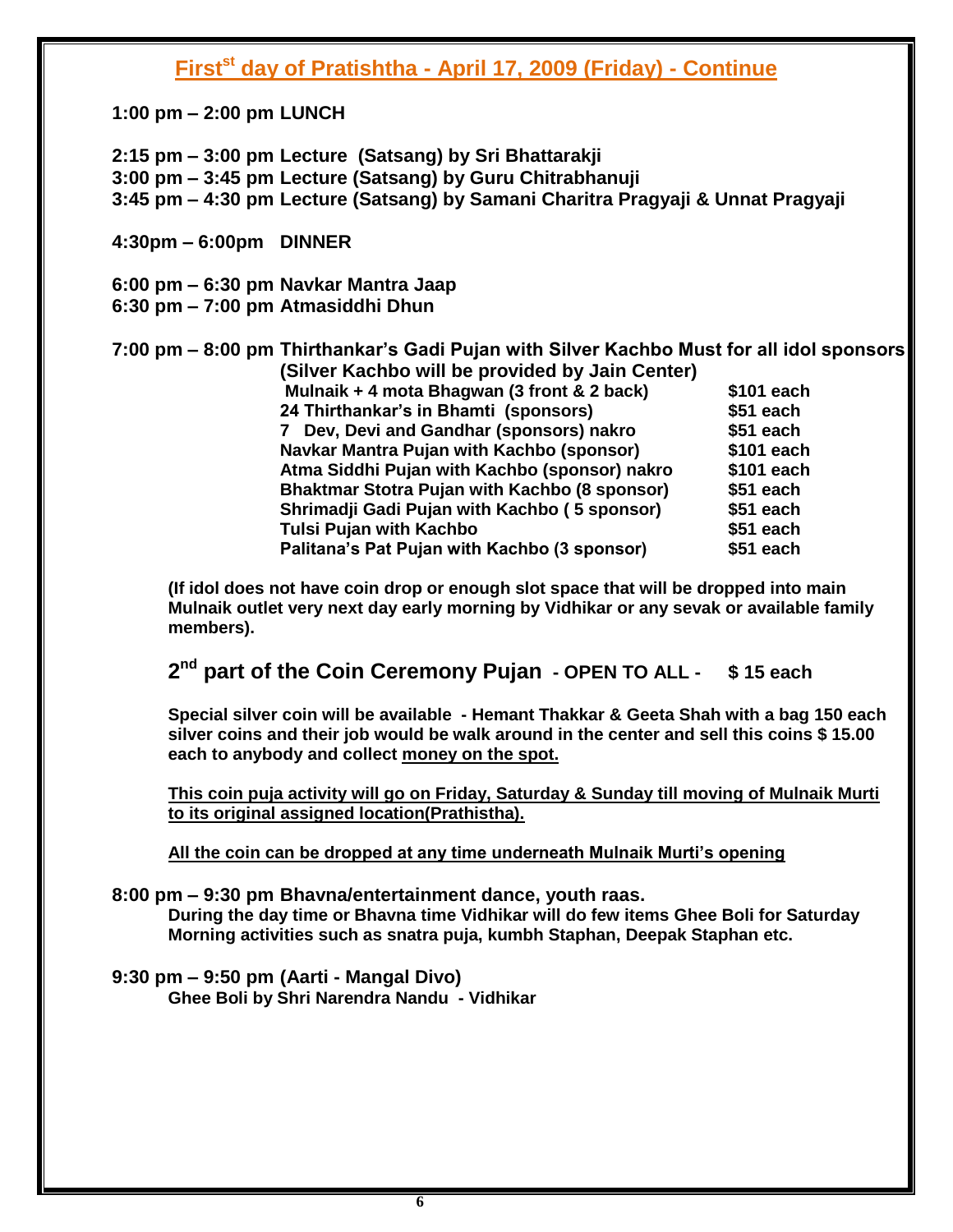## First[st] day of Pratishtha - April 17, 2009 (Friday) - Continue

**1:00 pm – 2:00 pm LUNCH**

**2:15 pm – 3:00 pm Lecture (Satsang) by Sri Bhattarakji**
**3:00 pm – 3:45 pm Lecture (Satsang) by Guru Chitrabhanuji**
**3:45 pm – 4:30 pm Lecture (Satsang) by Samani Charitra Pragyaji & Unnat Pragyaji**

**4:30pm – 6:00pm DINNER**

**6:00 pm – 6:30 pm Navkar Mantra Jaap**
**6:30 pm – 7:00 pm Atmasiddhi Dhun**

**7:00 pm – 8:00 pm Thirthankar's Gadi Pujan with Silver Kachbo Must for all idol sponsors (Silver Kachbo will be provided by Jain Center)**

| | |
|---|---|
| Mulnaik + 4 mota Bhagwan (3 front & 2 back) | $101 each |
| 24 Thirthankar's in Bhamti (sponsors) | $51 each |
| 7 Dev, Devi and Gandhar (sponsors) nakro | $51 each |
| Navkar Mantra Pujan with Kachbo (sponsor) | $101 each |
| Atma Siddhi Pujan with Kachbo (sponsor) nakro | $101 each |
| Bhaktmar Stotra Pujan with Kachbo (8 sponsor) | $51 each |
| Shrimadji Gadi Pujan with Kachbo ( 5 sponsor) | $51 each |
| Tulsi Pujan with Kachbo | $51 each |
| Palitana's Pat Pujan with Kachbo (3 sponsor) | $51 each |

**(If idol does not have coin drop or enough slot space that will be dropped into main Mulnaik outlet very next day early morning by Vidhikar or any sevak or available family members).**

### 2[nd] part of the Coin Ceremony Pujan - OPEN TO ALL - $ 15 each

**Special silver coin will be available - Hemant Thakkar & Geeta Shah with a bag 150 each silver coins and their job would be walk around in the center and sell this coins $ 15.00 each to anybody and collect money on the spot.**

**This coin puja activity will go on Friday, Saturday & Sunday till moving of Mulnaik Murti to its original assigned location(Prathistha).**

**All the coin can be dropped at any time underneath Mulnaik Murti's opening**

**8:00 pm – 9:30 pm Bhavna/entertainment dance, youth raas.**
**During the day time or Bhavna time Vidhikar will do few items Ghee Boli for Saturday Morning activities such as snatra puja, kumbh Staphan, Deepak Staphan etc.**

**9:30 pm – 9:50 pm (Aarti - Mangal Divo)**
**Ghee Boli by Shri Narendra Nandu - Vidhikar**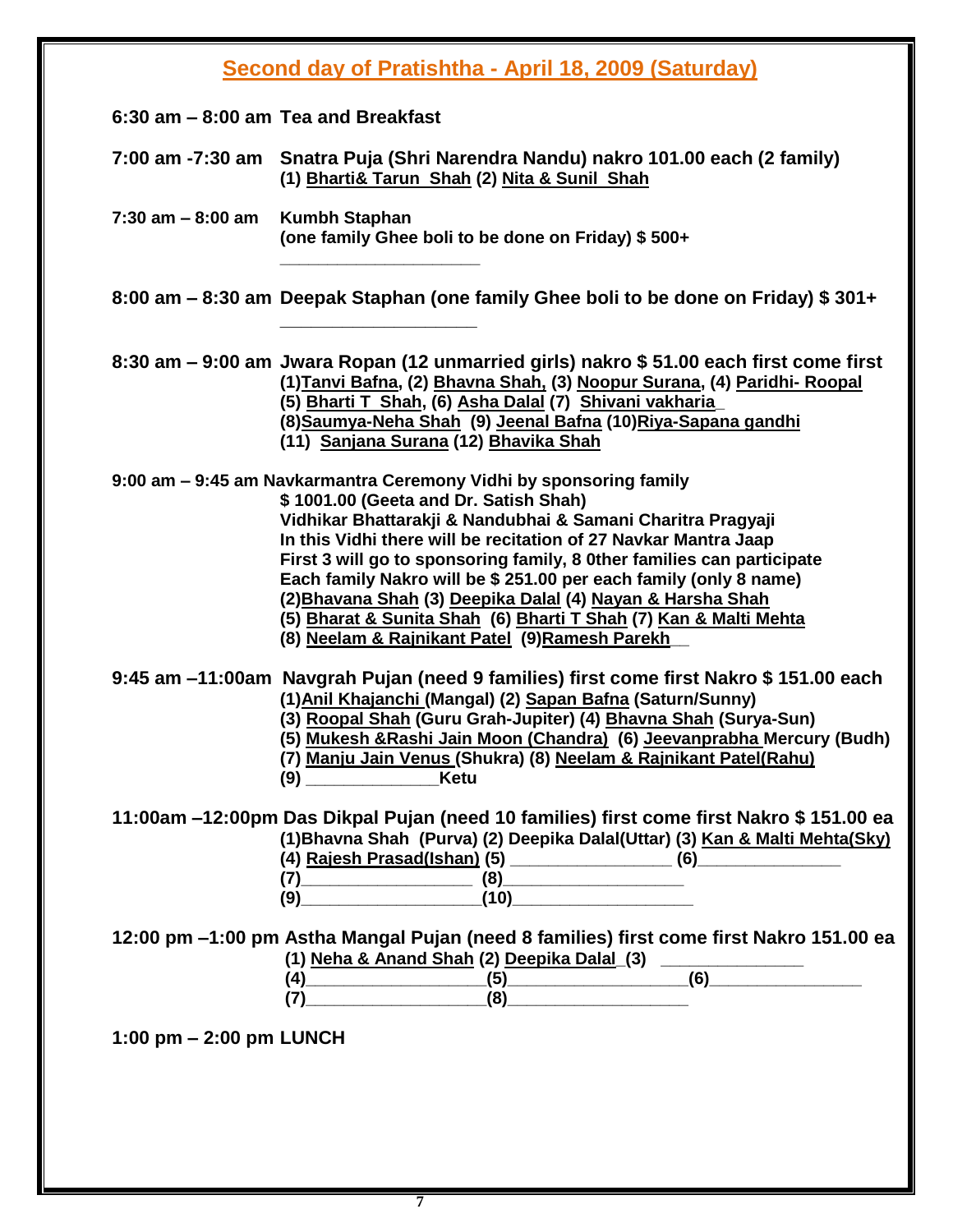## Second day of Pratishtha - April 18, 2009 (Saturday)

**6:30 am – 8:00 am Tea and Breakfast**

**7:00 am -7:30 am Snatra Puja (Shri Narendra Nandu) nakro 101.00 each (2 family)**
**(1) Bharti& Tarun Shah (2) Nita & Sunil Shah**

**7:30 am – 8:00 am Kumbh Staphan**
**(one family Ghee boli to be done on Friday) $ 500+**
**____________________**

**8:00 am – 8:30 am Deepak Staphan (one family Ghee boli to be done on Friday) $ 301+**
**____________________**

**8:30 am – 9:00 am Jwara Ropan (12 unmarried girls) nakro $ 51.00 each first come first**
**(1)Tanvi Bafna, (2) Bhavna Shah, (3) Noopur Surana, (4) Paridhi- Roopal**
**(5) Bharti T Shah, (6) Asha Dalal (7) Shivani vakharia_**
**(8)Saumya-Neha Shah (9) Jeenal Bafna (10)Riya-Sapana gandhi**
**(11) Sanjana Surana (12) Bhavika Shah**

**9:00 am – 9:45 am Navkarmantra Ceremony Vidhi by sponsoring family**
**$ 1001.00 (Geeta and Dr. Satish Shah)**
**Vidhikar Bhattarakji & Nandubhai & Samani Charitra Pragyaji**
**In this Vidhi there will be recitation of 27 Navkar Mantra Jaap**
**First 3 will go to sponsoring family, 8 0ther families can participate**
**Each family Nakro will be $ 251.00 per each family (only 8 name)**
**(2)Bhavana Shah (3) Deepika Dalal (4) Nayan & Harsha Shah**
**(5) Bharat & Sunita Shah (6) Bharti T Shah (7) Kan & Malti Mehta**
**(8) Neelam & Rajnikant Patel (9)Ramesh Parekh__**

**9:45 am –11:00am Navgrah Pujan (need 9 families) first come first Nakro $ 151.00 each**
**(1)Anil Khajanchi (Mangal) (2) Sapan Bafna (Saturn/Sunny)**
**(3) Roopal Shah (Guru Grah-Jupiter) (4) Bhavna Shah (Surya-Sun)**
**(5) Mukesh &Rashi Jain Moon (Chandra) (6) Jeevanprabha Mercury (Budh)**
**(7) Manju Jain Venus (Shukra) (8) Neelam & Rajnikant Patel(Rahu)**
**(9) ______________Ketu**

**11:00am –12:00pm Das Dikpal Pujan (need 10 families) first come first Nakro $ 151.00 ea**
**(1)Bhavna Shah (Purva) (2) Deepika Dalal(Uttar) (3) Kan & Malti Mehta(Sky)**
**(4) Rajesh Prasad(Ishan) (5) ________________ (6)______________**
**(7)_________________ (8)__________________**
**(9)__________________(10)__________________**

**12:00 pm –1:00 pm Astha Mangal Pujan (need 8 families) first come first Nakro 151.00 ea**
**(1) Neha & Anand Shah (2) Deepika Dalal_(3) ______________**
**(4)__________________(5)__________________(6)_______________**
**(7)__________________(8)__________________**

**1:00 pm – 2:00 pm LUNCH**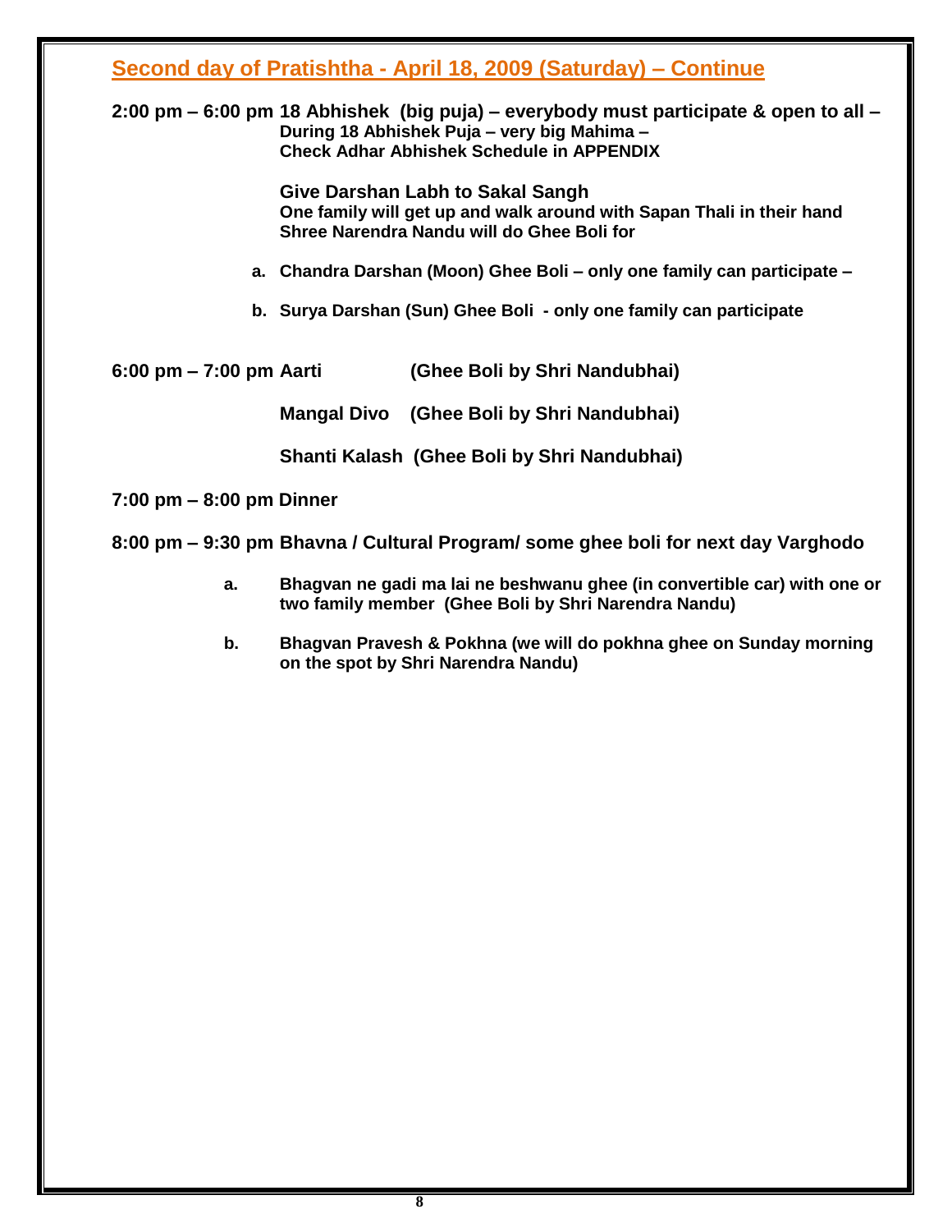## Second day of Pratishtha - April 18, 2009 (Saturday) – Continue

**2:00 pm – 6:00 pm 18 Abhishek (big puja) – everybody must participate & open to all –**
**During 18 Abhishek Puja – very big Mahima –**
**Check Adhar Abhishek Schedule in APPENDIX**

**Give Darshan Labh to Sakal Sangh**
**One family will get up and walk around with Sapan Thali in their hand**
**Shree Narendra Nandu will do Ghee Boli for**

a. **Chandra Darshan (Moon) Ghee Boli – only one family can participate –**
b. **Surya Darshan (Sun) Ghee Boli - only one family can participate**

**6:00 pm – 7:00 pm Aarti (Ghee Boli by Shri Nandubhai)**

**Mangal Divo (Ghee Boli by Shri Nandubhai)**

**Shanti Kalash (Ghee Boli by Shri Nandubhai)**

**7:00 pm – 8:00 pm Dinner**

**8:00 pm – 9:30 pm Bhavna / Cultural Program/ some ghee boli for next day Varghodo**

a. **Bhagvan ne gadi ma lai ne beshwanu ghee (in convertible car) with one or two family member (Ghee Boli by Shri Narendra Nandu)**
b. **Bhagvan Pravesh & Pokhna (we will do pokhna ghee on Sunday morning on the spot by Shri Narendra Nandu)**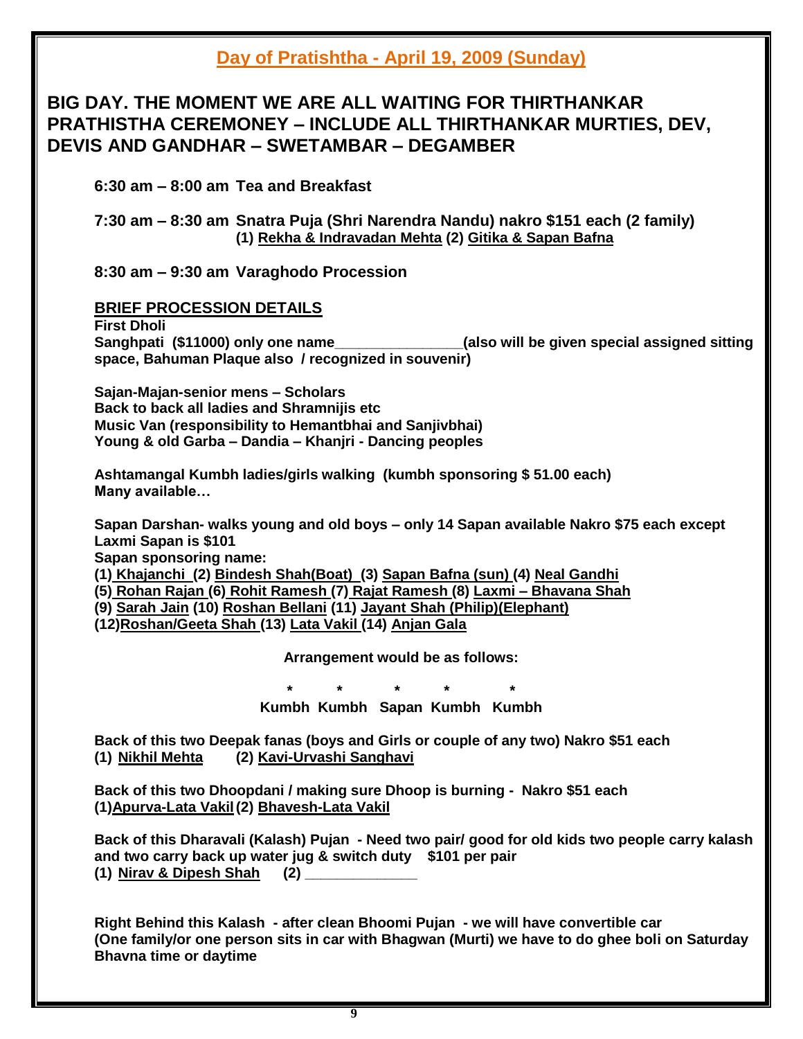## Day of Pratishtha - April 19, 2009 (Sunday)

# BIG DAY. THE MOMENT WE ARE ALL WAITING FOR THIRTHANKAR PRATHISTHA CEREMONEY – INCLUDE ALL THIRTHANKAR MURTIES, DEV, DEVIS AND GANDHAR – SWETAMBAR – DEGAMBER

**6:30 am – 8:00 am Tea and Breakfast**

**7:30 am – 8:30 am Snatra Puja (Shri Narendra Nandu) nakro $151 each (2 family)**
**(1) Rekha & Indravadan Mehta (2) Gitika & Sapan Bafna**

**8:30 am – 9:30 am Varaghodo Procession**

**BRIEF PROCESSION DETAILS**

**First Dholi**
**Sanghpati ($11000) only one name_______________(also will be given special assigned sitting space, Bahuman Plaque also / recognized in souvenir)**

**Sajan-Majan-senior mens – Scholars**
**Back to back all ladies and Shramnijis etc**
**Music Van (responsibility to Hemantbhai and Sanjivbhai)**
**Young & old Garba – Dandia – Khanjri - Dancing peoples**

**Ashtamangal Kumbh ladies/girls walking (kumbh sponsoring $ 51.00 each)**
**Many available…**

**Sapan Darshan- walks young and old boys – only 14 Sapan available Nakro $75 each except Laxmi Sapan is $101**
**Sapan sponsoring name:**
**(1) Khajanchi (2) Bindesh Shah(Boat) (3) Sapan Bafna (sun) (4) Neal Gandhi**
**(5) Rohan Rajan (6) Rohit Ramesh (7) Rajat Ramesh (8) Laxmi – Bhavana Shah**
**(9) Sarah Jain (10) Roshan Bellani (11) Jayant Shah (Philip)(Elephant)**
**(12)Roshan/Geeta Shah (13) Lata Vakil (14) Anjan Gala**

**Arrangement would be as follows:**

**\* \* \* \* \***
**Kumbh Kumbh Sapan Kumbh Kumbh**

**Back of this two Deepak fanas (boys and Girls or couple of any two) Nakro $51 each**
**(1) Nikhil Mehta (2) Kavi-Urvashi Sanghavi**

**Back of this two Dhoopdani / making sure Dhoop is burning - Nakro $51 each**
**(1)Apurva-Lata Vakil (2) Bhavesh-Lata Vakil**

**Back of this Dharavali (Kalash) Pujan - Need two pair/ good for old kids two people carry kalash and two carry back up water jug & switch duty $101 per pair**
**(1) Nirav & Dipesh Shah (2) _____________**

**Right Behind this Kalash - after clean Bhoomi Pujan - we will have convertible car (One family/or one person sits in car with Bhagwan (Murti) we have to do ghee boli on Saturday Bhavna time or daytime**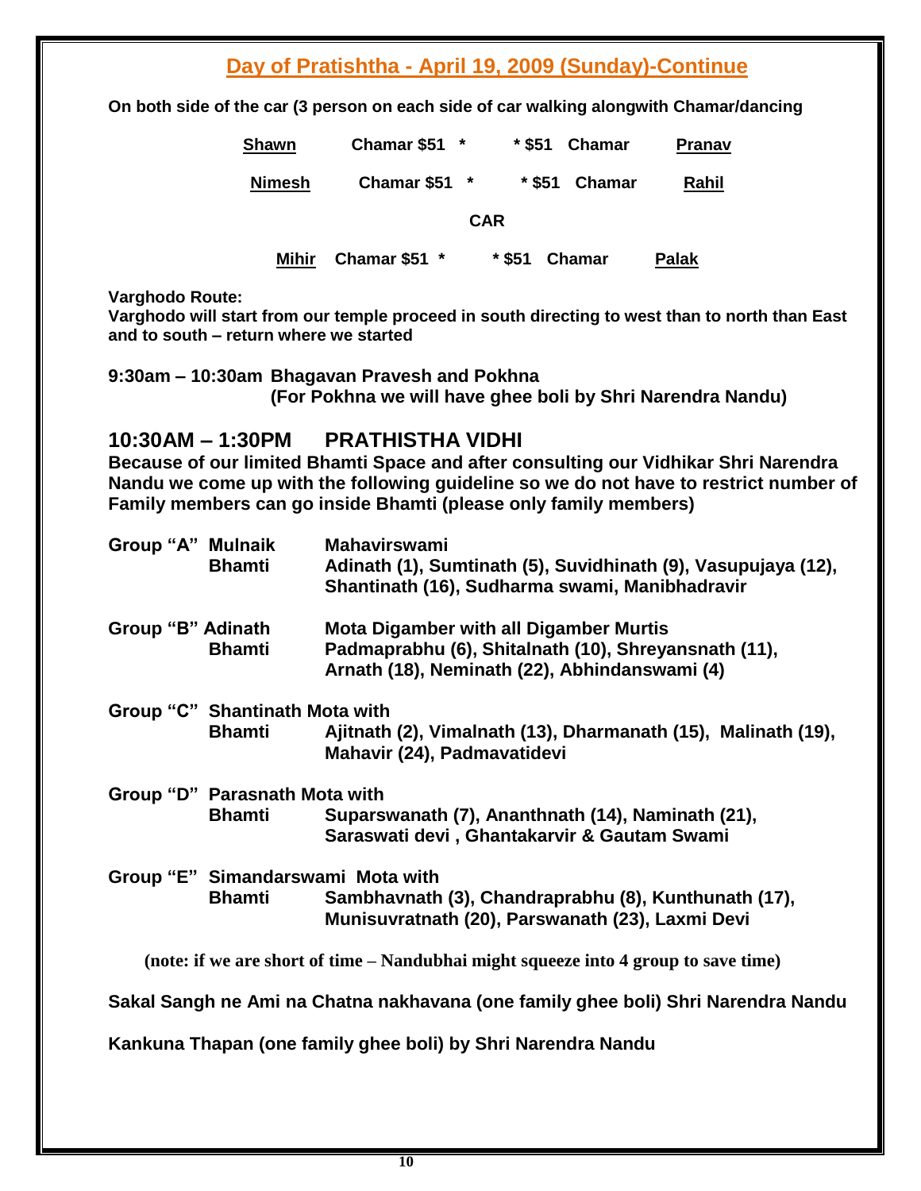## Day of Pratishtha - April 19, 2009 (Sunday)-Continue

**On both side of the car (3 person on each side of car walking alongwith Chamar/dancing**

| | | | |
|---|---|---|---|
| **Shawn** | **Chamar $51 *** | *** $51 Chamar** | **Pranav** |
| **Nimesh** | **Chamar $51 *** | *** $51 Chamar** | **Rahil** |
| | **CAR** | | |
| **Mihir** | **Chamar $51 *** | *** $51 Chamar** | **Palak** |

**Varghodo Route:**
**Varghodo will start from our temple proceed in south directing to west than to north than East and to south – return where we started**

**9:30am – 10:30am Bhagavan Pravesh and Pokhna**
**(For Pokhna we will have ghee boli by Shri Narendra Nandu)**

### 10:30AM – 1:30PM PRATHISTHA VIDHI

**Because of our limited Bhamti Space and after consulting our Vidhikar Shri Narendra Nandu we come up with the following guideline so we do not have to restrict number of Family members can go inside Bhamti (please only family members)**

**Group "A" Mulnaik** — **Mahavirswami**
**Bhamti** — **Adinath (1), Sumtinath (5), Suvidhinath (9), Vasupujaya (12), Shantinath (16), Sudharma swami, Manibhadravir**

**Group "B" Adinath** — **Mota Digamber with all Digamber Murtis**
**Bhamti** — **Padmaprabhu (6), Shitalnath (10), Shreyansnath (11), Arnath (18), Neminath (22), Abhindanswami (4)**

**Group "C" Shantinath Mota with**
**Bhamti** — **Ajitnath (2), Vimalnath (13), Dharmanath (15), Malinath (19), Mahavir (24), Padmavatidevi**

**Group "D" Parasnath Mota with**
**Bhamti** — **Suparswanath (7), Ananthnath (14), Naminath (21), Saraswati devi , Ghantakarvir & Gautam Swami**

**Group "E" Simandarswami Mota with**
**Bhamti** — **Sambhavnath (3), Chandraprabhu (8), Kunthunath (17), Munisuvratnath (20), Parswanath (23), Laxmi Devi**

**(note: if we are short of time – Nandubhai might squeeze into 4 group to save time)**

**Sakal Sangh ne Ami na Chatna nakhavana (one family ghee boli) Shri Narendra Nandu**

**Kankuna Thapan (one family ghee boli) by Shri Narendra Nandu**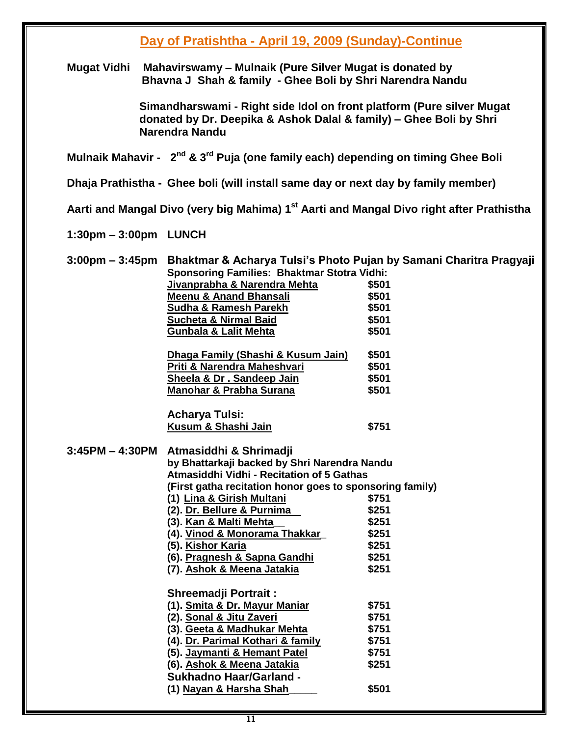## Day of Pratishtha - April 19, 2009 (Sunday)-Continue

**Mugat Vidhi** **Mahavirswamy – Mulnaik (Pure Silver Mugat is donated by Bhavna J Shah & family - Ghee Boli by Shri Narendra Nandu**

**Simandharswami - Right side Idol on front platform (Pure silver Mugat donated by Dr. Deepika & Ashok Dalal & family) – Ghee Boli by Shri Narendra Nandu**

**Mulnaik Mahavir - 2nd & 3rd Puja (one family each) depending on timing Ghee Boli**

**Dhaja Prathistha - Ghee boli (will install same day or next day by family member)**

**Aarti and Mangal Divo (very big Mahima) 1st Aarti and Mangal Divo right after Prathistha**

**1:30pm – 3:00pm LUNCH**

**3:00pm – 3:45pm Bhaktmar & Acharya Tulsi's Photo Pujan by Samani Charitra Pragyaji**

**Sponsoring Families: Bhaktmar Stotra Vidhi:**

| | |
|---|---|
| Jivanprabha & Narendra Mehta | $501 |
| Meenu & Anand Bhansali | $501 |
| Sudha & Ramesh Parekh | $501 |
| Sucheta & Nirmal Baid | $501 |
| Gunbala & Lalit Mehta | $501 |
| Dhaga Family (Shashi & Kusum Jain) | $501 |
| Priti & Narendra Maheshvari | $501 |
| Sheela & Dr . Sandeep Jain | $501 |
| Manohar & Prabha Surana | $501 |

**Acharya Tulsi:**

| | |
|---|---|
| Kusum & Shashi Jain | $751 |

**3:45PM – 4:30PM Atmasiddhi & Shrimadji**

**by Bhattarkaji backed by Shri Narendra Nandu**

**Atmasiddhi Vidhi - Recitation of 5 Gathas**

**(First gatha recitation honor goes to sponsoring family)**

| | |
|---|---|
| (1) Lina & Girish Multani | $751 |
| (2). Dr. Bellure & Purnima | $251 |
| (3). Kan & Malti Mehta | $251 |
| (4). Vinod & Monorama Thakkar | $251 |
| (5). Kishor Karia | $251 |
| (6). Pragnesh & Sapna Gandhi | $251 |
| (7). Ashok & Meena Jatakia | $251 |

**Shreemadji Portrait :**

| | |
|---|---|
| (1). Smita & Dr. Mayur Maniar | $751 |
| (2). Sonal & Jitu Zaveri | $751 |
| (3). Geeta & Madhukar Mehta | $751 |
| (4). Dr. Parimal Kothari & family | $751 |
| (5). Jaymanti & Hemant Patel | $751 |
| (6). Ashok & Meena Jatakia | $251 |

**Sukhadno Haar/Garland -**

| | |
|---|---|
| (1) Nayan & Harsha Shah | $501 |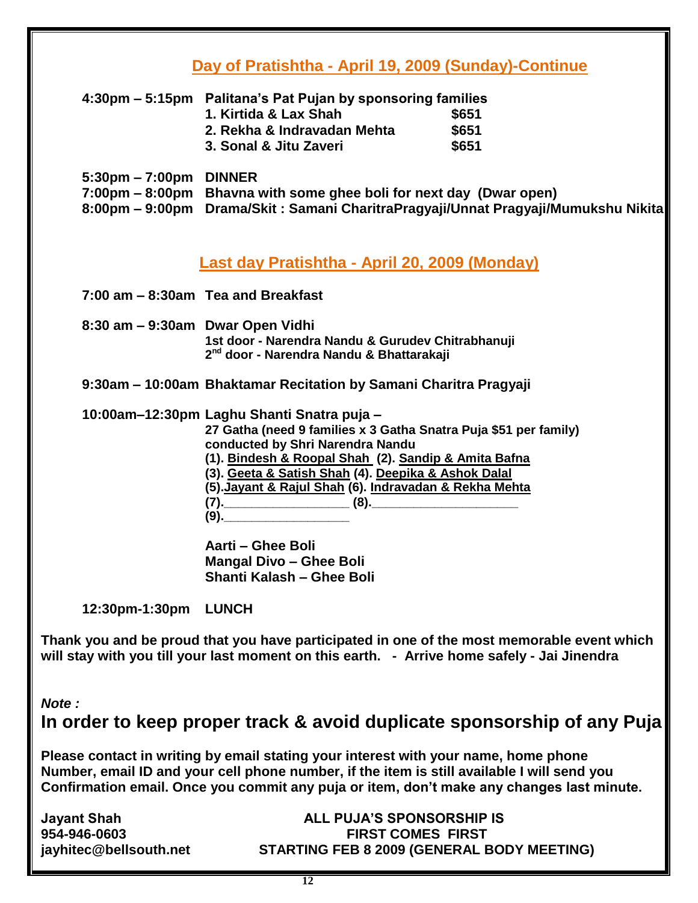## Day of Pratishtha - April 19, 2009 (Sunday)-Continue

**4:30pm – 5:15pm Palitana's Pat Pujan by sponsoring families**

| | |
|---|---|
| **1. Kirtida & Lax Shah** | **$651** |
| **2. Rekha & Indravadan Mehta** | **$651** |
| **3. Sonal & Jitu Zaveri** | **$651** |

**5:30pm – 7:00pm DINNER**

**7:00pm – 8:00pm Bhavna with some ghee boli for next day (Dwar open)**

**8:00pm – 9:00pm Drama/Skit : Samani CharitraPragyaji/Unnat Pragyaji/Mumukshu Nikita**

## Last day Pratishtha - April 20, 2009 (Monday)

**7:00 am – 8:30am Tea and Breakfast**

**8:30 am – 9:30am Dwar Open Vidhi**

**1st door - Narendra Nandu & Gurudev Chitrabhanuji**
**2nd door - Narendra Nandu & Bhattarakaji**

**9:30am – 10:00am Bhaktamar Recitation by Samani Charitra Pragyaji**

**10:00am–12:30pm Laghu Shanti Snatra puja –**

**27 Gatha (need 9 families x 3 Gatha Snatra Puja $51 per family)**
**conducted by Shri Narendra Nandu**
**(1). Bindesh & Roopal Shah (2). Sandip & Amita Bafna**
**(3). Geeta & Satish Shah (4). Deepika & Ashok Dalal**
**(5). Jayant & Rajul Shah (6). Indravadan & Rekha Mehta**
**(7).__________________ (8).____________________**
**(9).__________________**

**Aarti – Ghee Boli**
**Mangal Divo – Ghee Boli**
**Shanti Kalash – Ghee Boli**

**12:30pm-1:30pm LUNCH**

**Thank you and be proud that you have participated in one of the most memorable event which will stay with you till your last moment on this earth. - Arrive home safely - Jai Jinendra**

***Note :***

## In order to keep proper track & avoid duplicate sponsorship of any Puja

**Please contact in writing by email stating your interest with your name, home phone Number, email ID and your cell phone number, if the item is still available I will send you Confirmation email. Once you commit any puja or item, don't make any changes last minute.**

**Jayant Shah**
**954-946-0603**
**jayhitec@bellsouth.net**

**ALL PUJA'S SPONSORSHIP IS**
**FIRST COMES FIRST**
**STARTING FEB 8 2009 (GENERAL BODY MEETING)**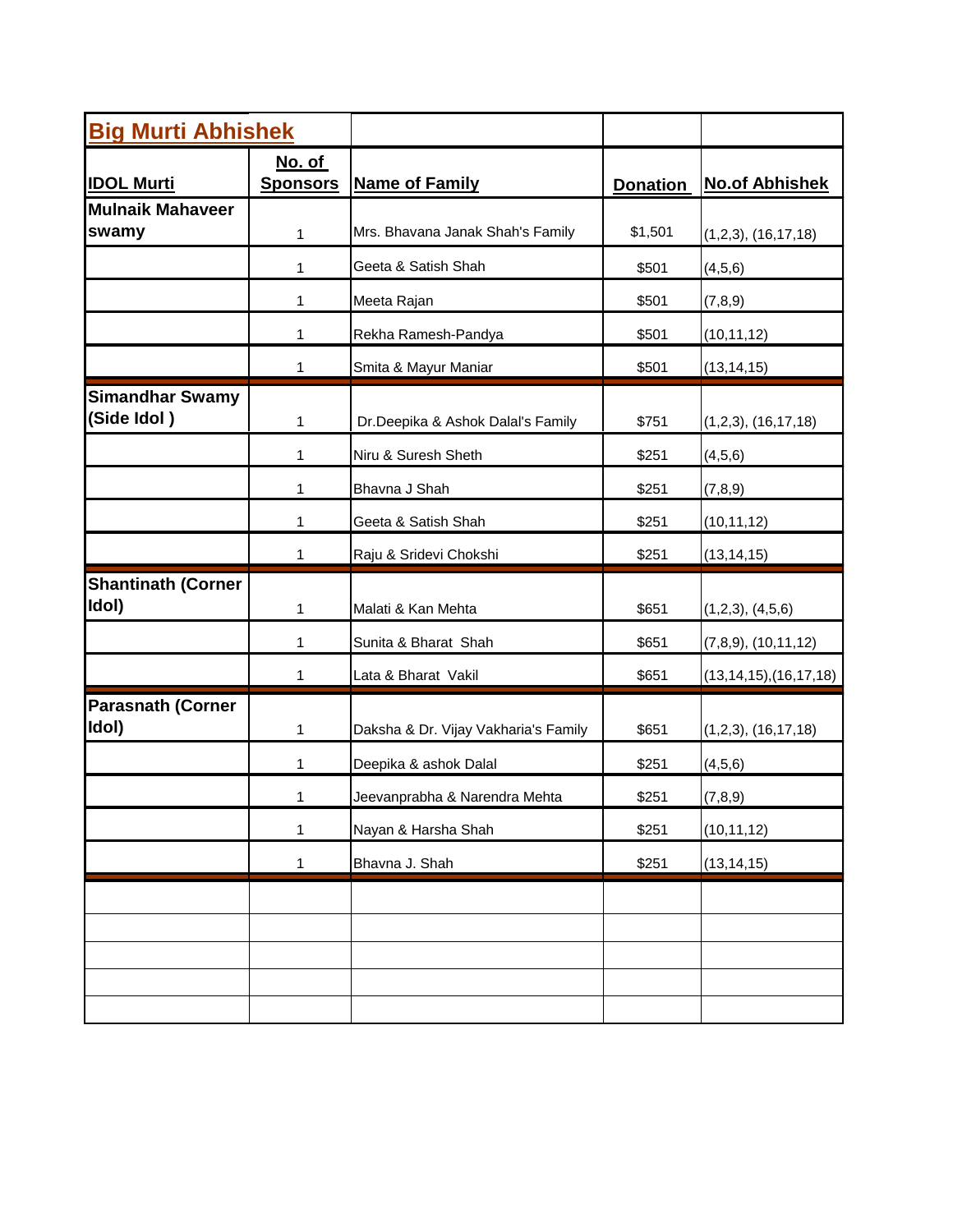## Big Murti Abhishek

| IDOL Murti | No. of Sponsors | Name of Family | Donation | No.of Abhishek |
|---|---|---|---|---|
| Mulnaik Mahaveer swamy | 1 | Mrs. Bhavana Janak Shah's Family | $1,501 | (1,2,3), (16,17,18) |
| | 1 | Geeta & Satish Shah | $501 | (4,5,6) |
| | 1 | Meeta Rajan | $501 | (7,8,9) |
| | 1 | Rekha Ramesh-Pandya | $501 | (10,11,12) |
| | 1 | Smita & Mayur Maniar | $501 | (13,14,15) |
| Simandhar Swamy (Side Idol ) | 1 | Dr.Deepika & Ashok Dalal's Family | $751 | (1,2,3), (16,17,18) |
| | 1 | Niru & Suresh Sheth | $251 | (4,5,6) |
| | 1 | Bhavna J Shah | $251 | (7,8,9) |
| | 1 | Geeta & Satish Shah | $251 | (10,11,12) |
| | 1 | Raju & Sridevi Chokshi | $251 | (13,14,15) |
| Shantinath (Corner Idol) | 1 | Malati & Kan Mehta | $651 | (1,2,3), (4,5,6) |
| | 1 | Sunita & Bharat Shah | $651 | (7,8,9), (10,11,12) |
| | 1 | Lata & Bharat Vakil | $651 | (13,14,15),(16,17,18) |
| Parasnath (Corner Idol) | 1 | Daksha & Dr. Vijay Vakharia's Family | $651 | (1,2,3), (16,17,18) |
| | 1 | Deepika & ashok Dalal | $251 | (4,5,6) |
| | 1 | Jeevanprabha & Narendra Mehta | $251 | (7,8,9) |
| | 1 | Nayan & Harsha Shah | $251 | (10,11,12) |
| | 1 | Bhavna J. Shah | $251 | (13,14,15) |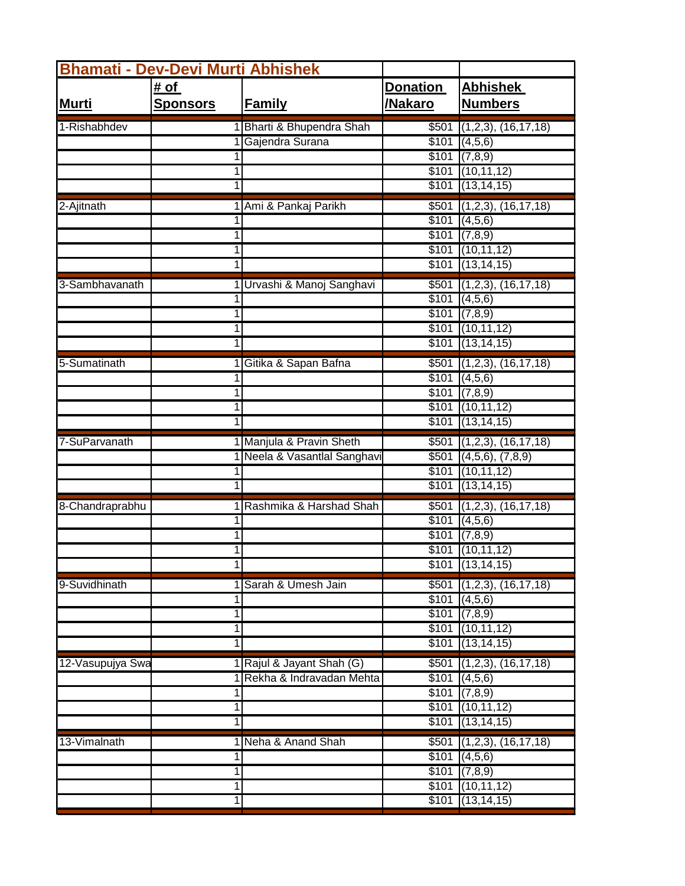| Bhamati - Dev-Devi Murti Abhishek | | | | |
|---|---|---|---|---|
| **Murti** | **# of Sponsors** | **Family** | **Donation /Nakaro** | **Abhishek Numbers** |
| 1-Rishabhdev | 1 | Bharti & Bhupendra Shah | $501 | (1,2,3), (16,17,18) |
| | 1 | Gajendra Surana | $101 | (4,5,6) |
| | 1 | | $101 | (7,8,9) |
| | 1 | | $101 | (10,11,12) |
| | 1 | | $101 | (13,14,15) |
| 2-Ajitnath | 1 | Ami & Pankaj Parikh | $501 | (1,2,3), (16,17,18) |
| | 1 | | $101 | (4,5,6) |
| | 1 | | $101 | (7,8,9) |
| | 1 | | $101 | (10,11,12) |
| | 1 | | $101 | (13,14,15) |
| 3-Sambhavanath | 1 | Urvashi & Manoj Sanghavi | $501 | (1,2,3), (16,17,18) |
| | 1 | | $101 | (4,5,6) |
| | 1 | | $101 | (7,8,9) |
| | 1 | | $101 | (10,11,12) |
| | 1 | | $101 | (13,14,15) |
| 5-Sumatinath | 1 | Gitika & Sapan Bafna | $501 | (1,2,3), (16,17,18) |
| | 1 | | $101 | (4,5,6) |
| | 1 | | $101 | (7,8,9) |
| | 1 | | $101 | (10,11,12) |
| | 1 | | $101 | (13,14,15) |
| 7-SuParvanath | 1 | Manjula & Pravin Sheth | $501 | (1,2,3), (16,17,18) |
| | 1 | Neela & Vasantlal Sanghavi | $501 | (4,5,6), (7,8,9) |
| | 1 | | $101 | (10,11,12) |
| | 1 | | $101 | (13,14,15) |
| 8-Chandraprabhu | 1 | Rashmika & Harshad Shah | $501 | (1,2,3), (16,17,18) |
| | 1 | | $101 | (4,5,6) |
| | 1 | | $101 | (7,8,9) |
| | 1 | | $101 | (10,11,12) |
| | 1 | | $101 | (13,14,15) |
| 9-Suvidhinath | 1 | Sarah & Umesh Jain | $501 | (1,2,3), (16,17,18) |
| | 1 | | $101 | (4,5,6) |
| | 1 | | $101 | (7,8,9) |
| | 1 | | $101 | (10,11,12) |
| | 1 | | $101 | (13,14,15) |
| 12-Vasupujya Swa | 1 | Rajul & Jayant Shah (G) | $501 | (1,2,3), (16,17,18) |
| | 1 | Rekha & Indravadan Mehta | $101 | (4,5,6) |
| | 1 | | $101 | (7,8,9) |
| | 1 | | $101 | (10,11,12) |
| | 1 | | $101 | (13,14,15) |
| 13-Vimalnath | 1 | Neha & Anand Shah | $501 | (1,2,3), (16,17,18) |
| | 1 | | $101 | (4,5,6) |
| | 1 | | $101 | (7,8,9) |
| | 1 | | $101 | (10,11,12) |
| | 1 | | $101 | (13,14,15) |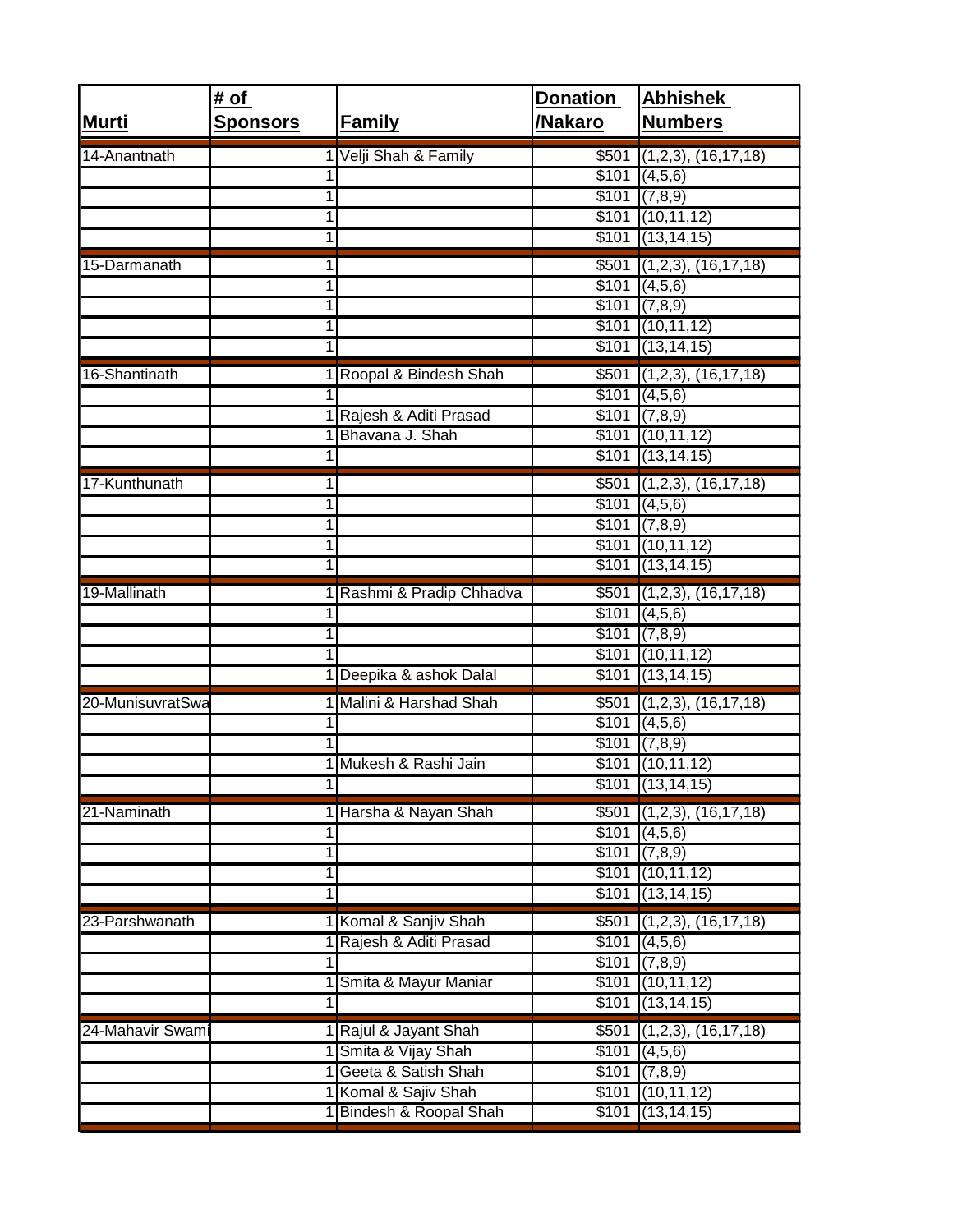| Murti | # of Sponsors | Family | Donation /Nakaro | Abhishek Numbers |
|---|---|---|---|---|
| 14-Anantnath | 1 | Velji Shah & Family | $501 | (1,2,3), (16,17,18) |
| | 1 | | $101 | (4,5,6) |
| | 1 | | $101 | (7,8,9) |
| | 1 | | $101 | (10,11,12) |
| | 1 | | $101 | (13,14,15) |
| 15-Darmanath | 1 | | $501 | (1,2,3), (16,17,18) |
| | 1 | | $101 | (4,5,6) |
| | 1 | | $101 | (7,8,9) |
| | 1 | | $101 | (10,11,12) |
| | 1 | | $101 | (13,14,15) |
| 16-Shantinath | 1 | Roopal & Bindesh Shah | $501 | (1,2,3), (16,17,18) |
| | 1 | | $101 | (4,5,6) |
| | 1 | Rajesh & Aditi Prasad | $101 | (7,8,9) |
| | 1 | Bhavana J. Shah | $101 | (10,11,12) |
| | 1 | | $101 | (13,14,15) |
| 17-Kunthunath | 1 | | $501 | (1,2,3), (16,17,18) |
| | 1 | | $101 | (4,5,6) |
| | 1 | | $101 | (7,8,9) |
| | 1 | | $101 | (10,11,12) |
| | 1 | | $101 | (13,14,15) |
| 19-Mallinath | 1 | Rashmi & Pradip Chhadva | $501 | (1,2,3), (16,17,18) |
| | 1 | | $101 | (4,5,6) |
| | 1 | | $101 | (7,8,9) |
| | 1 | | $101 | (10,11,12) |
| | 1 | Deepika & ashok Dalal | $101 | (13,14,15) |
| 20-MunisuvratSwa | 1 | Malini & Harshad Shah | $501 | (1,2,3), (16,17,18) |
| | 1 | | $101 | (4,5,6) |
| | 1 | | $101 | (7,8,9) |
| | 1 | Mukesh & Rashi Jain | $101 | (10,11,12) |
| | 1 | | $101 | (13,14,15) |
| 21-Naminath | 1 | Harsha & Nayan Shah | $501 | (1,2,3), (16,17,18) |
| | 1 | | $101 | (4,5,6) |
| | 1 | | $101 | (7,8,9) |
| | 1 | | $101 | (10,11,12) |
| | 1 | | $101 | (13,14,15) |
| 23-Parshwanath | 1 | Komal & Sanjiv Shah | $501 | (1,2,3), (16,17,18) |
| | 1 | Rajesh & Aditi Prasad | $101 | (4,5,6) |
| | 1 | | $101 | (7,8,9) |
| | 1 | Smita & Mayur Maniar | $101 | (10,11,12) |
| | 1 | | $101 | (13,14,15) |
| 24-Mahavir Swami | 1 | Rajul & Jayant Shah | $501 | (1,2,3), (16,17,18) |
| | 1 | Smita & Vijay Shah | $101 | (4,5,6) |
| | 1 | Geeta & Satish Shah | $101 | (7,8,9) |
| | 1 | Komal & Sajiv Shah | $101 | (10,11,12) |
| | 1 | Bindesh & Roopal Shah | $101 | (13,14,15) |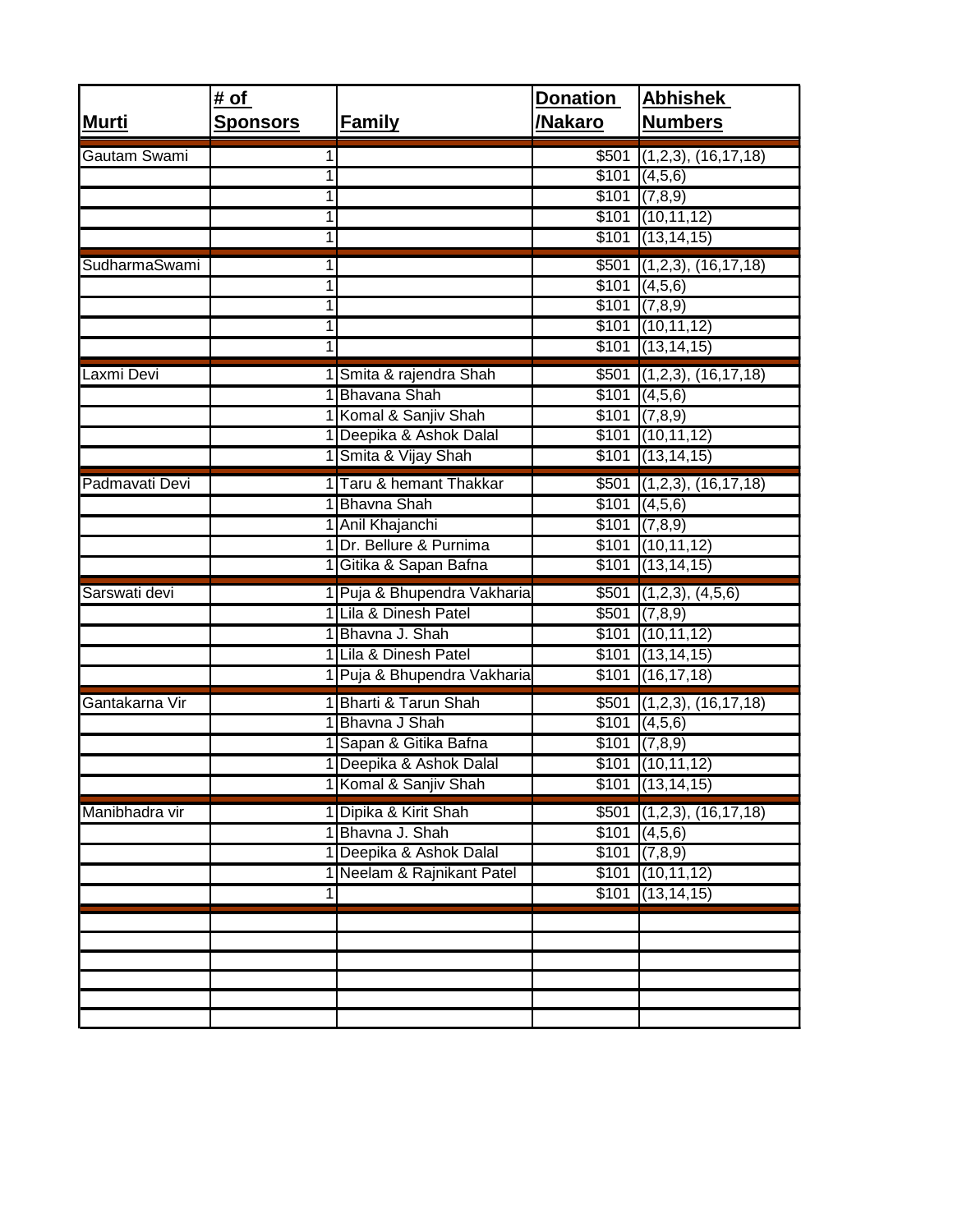| Murti | # of Sponsors | Family | Donation /Nakaro | Abhishek Numbers |
|---|---|---|---|---|
| Gautam Swami | 1 | | $501 | (1,2,3), (16,17,18) |
| | 1 | | $101 | (4,5,6) |
| | 1 | | $101 | (7,8,9) |
| | 1 | | $101 | (10,11,12) |
| | 1 | | $101 | (13,14,15) |
| SudharmaSwami | 1 | | $501 | (1,2,3), (16,17,18) |
| | 1 | | $101 | (4,5,6) |
| | 1 | | $101 | (7,8,9) |
| | 1 | | $101 | (10,11,12) |
| | 1 | | $101 | (13,14,15) |
| Laxmi Devi | 1 | Smita & rajendra Shah | $501 | (1,2,3), (16,17,18) |
| | 1 | Bhavana Shah | $101 | (4,5,6) |
| | 1 | Komal & Sanjiv Shah | $101 | (7,8,9) |
| | 1 | Deepika & Ashok Dalal | $101 | (10,11,12) |
| | 1 | Smita & Vijay Shah | $101 | (13,14,15) |
| Padmavati Devi | 1 | Taru & hemant Thakkar | $501 | (1,2,3), (16,17,18) |
| | 1 | Bhavna Shah | $101 | (4,5,6) |
| | 1 | Anil Khajanchi | $101 | (7,8,9) |
| | 1 | Dr. Bellure & Purnima | $101 | (10,11,12) |
| | 1 | Gitika & Sapan Bafna | $101 | (13,14,15) |
| Sarswati devi | 1 | Puja & Bhupendra Vakharia | $501 | (1,2,3), (4,5,6) |
| | 1 | Lila & Dinesh Patel | $501 | (7,8,9) |
| | 1 | Bhavna J. Shah | $101 | (10,11,12) |
| | 1 | Lila & Dinesh Patel | $101 | (13,14,15) |
| | 1 | Puja & Bhupendra Vakharia | $101 | (16,17,18) |
| Gantakarna Vir | 1 | Bharti & Tarun Shah | $501 | (1,2,3), (16,17,18) |
| | 1 | Bhavna J Shah | $101 | (4,5,6) |
| | 1 | Sapan & Gitika Bafna | $101 | (7,8,9) |
| | 1 | Deepika & Ashok Dalal | $101 | (10,11,12) |
| | 1 | Komal & Sanjiv Shah | $101 | (13,14,15) |
| Manibhadra vir | 1 | Dipika & Kirit Shah | $501 | (1,2,3), (16,17,18) |
| | 1 | Bhavna J. Shah | $101 | (4,5,6) |
| | 1 | Deepika & Ashok Dalal | $101 | (7,8,9) |
| | 1 | Neelam & Rajnikant Patel | $101 | (10,11,12) |
| | 1 | | $101 | (13,14,15) |
| | | | | |
| | | | | |
| | | | | |
| | | | | |
| | | | | |
| | | | | |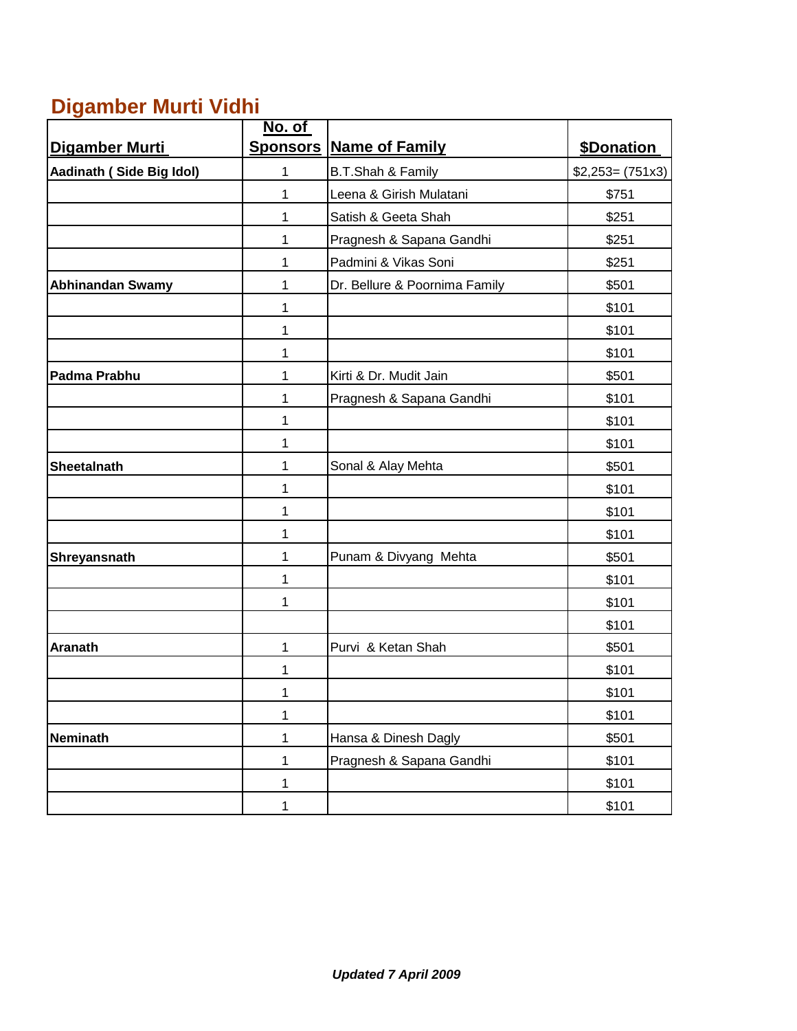## Digamber Murti Vidhi

| Digamber Murti | No. of Sponsors | Name of Family | $Donation |
|---|---|---|---|
| **Aadinath ( Side Big Idol)** | 1 | B.T.Shah & Family | $2,253= (751x3) |
| | 1 | Leena & Girish Mulatani | $751 |
| | 1 | Satish & Geeta Shah | $251 |
| | 1 | Pragnesh & Sapana Gandhi | $251 |
| | 1 | Padmini & Vikas Soni | $251 |
| **Abhinandan Swamy** | 1 | Dr. Bellure & Poornima Family | $501 |
| | 1 | | $101 |
| | 1 | | $101 |
| | 1 | | $101 |
| **Padma Prabhu** | 1 | Kirti & Dr. Mudit Jain | $501 |
| | 1 | Pragnesh & Sapana Gandhi | $101 |
| | 1 | | $101 |
| | 1 | | $101 |
| **Sheetalnath** | 1 | Sonal & Alay Mehta | $501 |
| | 1 | | $101 |
| | 1 | | $101 |
| | 1 | | $101 |
| **Shreyansnath** | 1 | Punam & Divyang Mehta | $501 |
| | 1 | | $101 |
| | 1 | | $101 |
| | | | $101 |
| **Aranath** | 1 | Purvi & Ketan Shah | $501 |
| | 1 | | $101 |
| | 1 | | $101 |
| | 1 | | $101 |
| **Neminath** | 1 | Hansa & Dinesh Dagly | $501 |
| | 1 | Pragnesh & Sapana Gandhi | $101 |
| | 1 | | $101 |
| | 1 | | $101 |

***Updated 7 April 2009***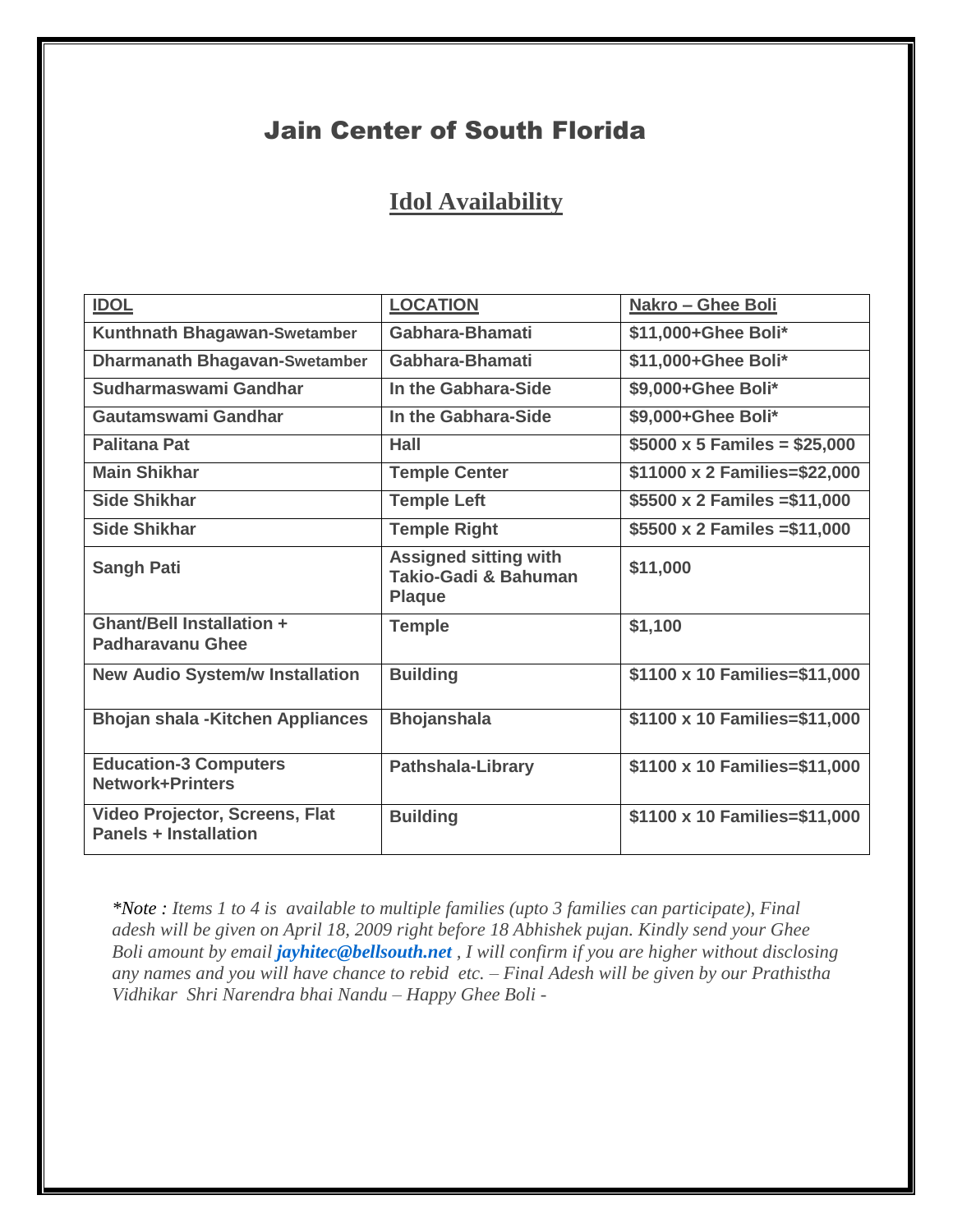# Jain Center of South Florida

## Idol Availability

| IDOL | LOCATION | Nakro – Ghee Boli |
|---|---|---|
| **Kunthnath Bhagawan-Swetamber** | **Gabhara-Bhamati** | **$11,000+Ghee Boli*** |
| **Dharmanath Bhagavan-Swetamber** | **Gabhara-Bhamati** | **$11,000+Ghee Boli*** |
| **Sudharmaswami Gandhar** | **In the Gabhara-Side** | **$9,000+Ghee Boli*** |
| **Gautamswami Gandhar** | **In the Gabhara-Side** | **$9,000+Ghee Boli*** |
| **Palitana Pat** | **Hall** | **$5000 x 5 Familes = $25,000** |
| **Main Shikhar** | **Temple Center** | **$11000 x 2 Families=$22,000** |
| **Side Shikhar** | **Temple Left** | **$5500 x 2 Familes =$11,000** |
| **Side Shikhar** | **Temple Right** | **$5500 x 2 Familes =$11,000** |
| **Sangh Pati** | **Assigned sitting with Takio-Gadi & Bahuman Plaque** | **$11,000** |
| **Ghant/Bell Installation + Padharavanu Ghee** | **Temple** | **$1,100** |
| **New Audio System/w Installation** | **Building** | **$1100 x 10 Families=$11,000** |
| **Bhojan shala -Kitchen Appliances** | **Bhojanshala** | **$1100 x 10 Families=$11,000** |
| **Education-3 Computers Network+Printers** | **Pathshala-Library** | **$1100 x 10 Families=$11,000** |
| **Video Projector, Screens, Flat Panels + Installation** | **Building** | **$1100 x 10 Families=$11,000** |

*\*Note : Items 1 to 4 is available to multiple families (upto 3 families can participate), Final adesh will be given on April 18, 2009 right before 18 Abhishek pujan. Kindly send your Ghee Boli amount by email **jayhitec@bellsouth.net** , I will confirm if you are higher without disclosing any names and you will have chance to rebid etc. – Final Adesh will be given by our Prathistha Vidhikar Shri Narendra bhai Nandu – Happy Ghee Boli -*